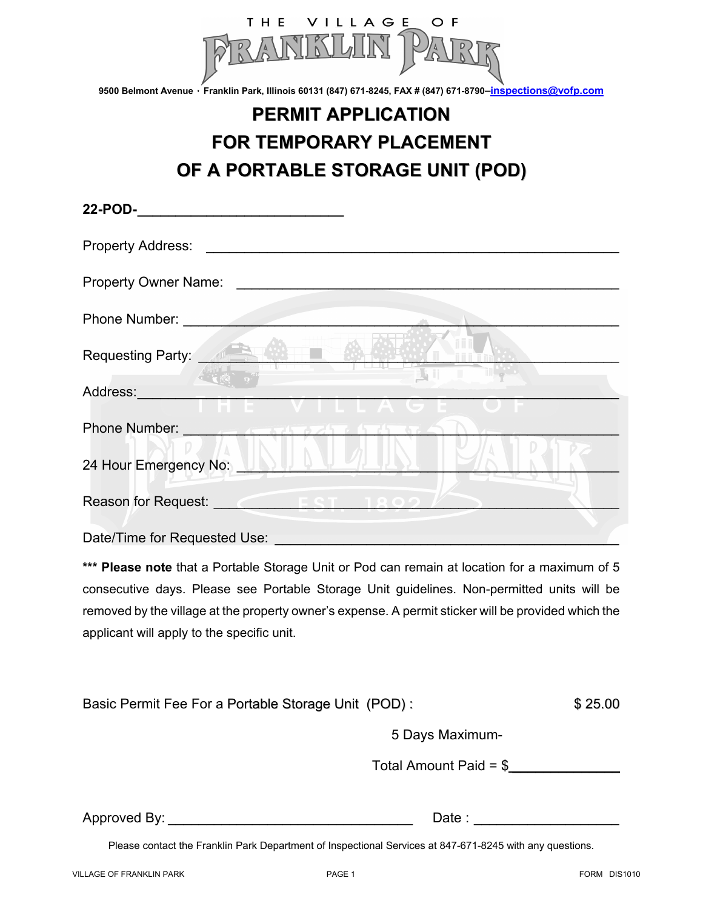THE VILLAGE OF FRANKLIN PARK

9500 Belmont Avenue · Franklin Park, Illinois 60131 (847) 671-8245, FAX # (847) 671-8790–inspections@vofp.com

# PERMIT APPLICATION
# FOR TEMPORARY PLACEMENT
# OF A PORTABLE STORAGE UNIT (POD)

**22-POD-**__________________________

Property Address: ____________________________________________________

Property Owner Name: ____________________________________________________

Phone Number: ____________________________________________________

Requesting Party: ____________________________________________________

Address: ____________________________________________________

Phone Number: ____________________________________________________

24 Hour Emergency No: ____________________________________________________

Reason for Request: ____________________________________________________

Date/Time for Requested Use: ____________________________________________________

*** **Please note** that a Portable Storage Unit or Pod can remain at location for a maximum of 5 consecutive days. Please see Portable Storage Unit guidelines. Non-permitted units will be removed by the village at the property owner's expense. A permit sticker will be provided which the applicant will apply to the specific unit.

Basic Permit Fee For a Portable Storage Unit (POD) : $ 25.00

5 Days Maximum-

Total Amount Paid = $______________

Approved By: ________________________________ Date : ___________________

Please contact the Franklin Park Department of Inspectional Services at 847-671-8245 with any questions.

VILLAGE OF FRANKLIN PARK FORM DIS1010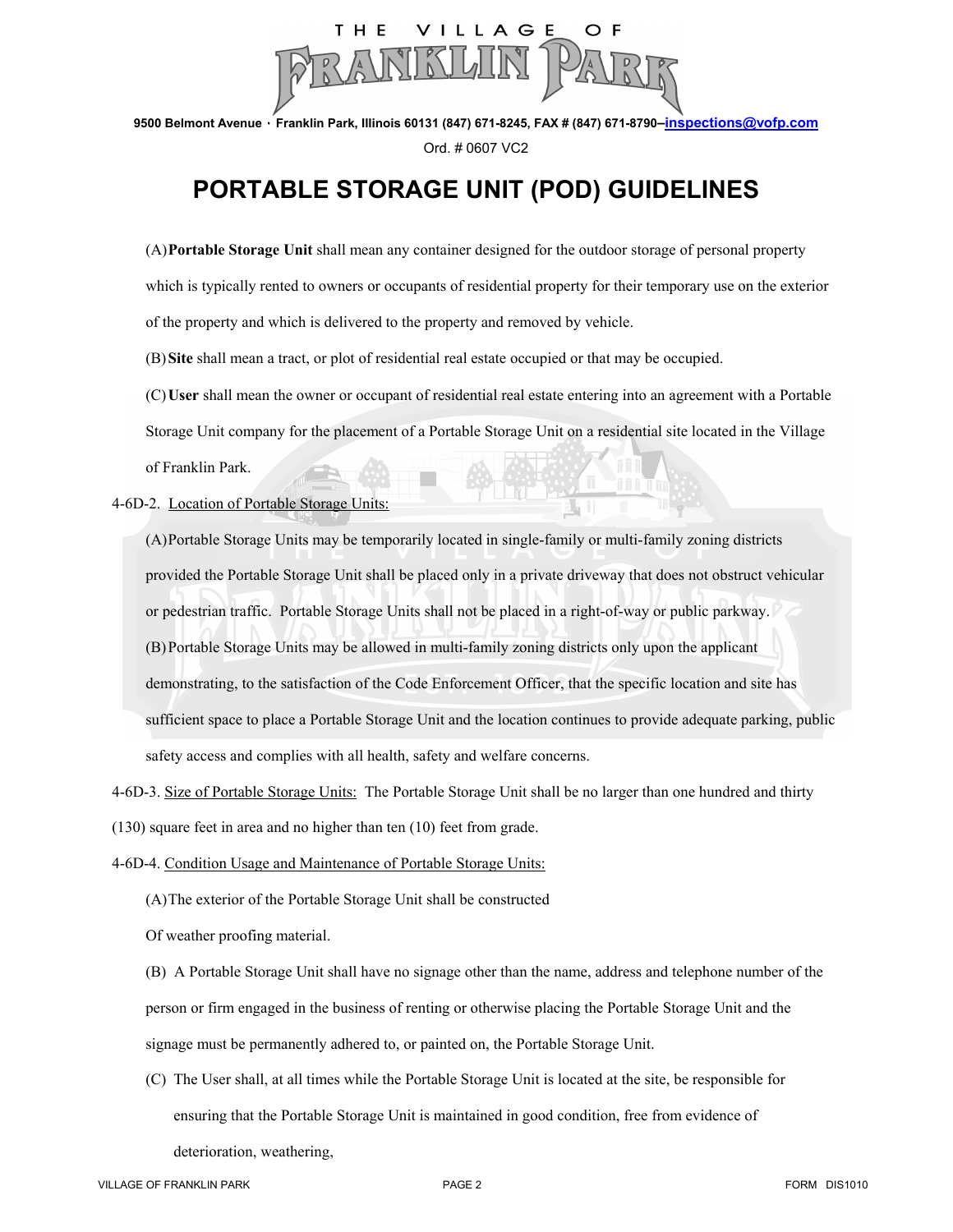Ord. # 0607 VC2

# PORTABLE STORAGE UNIT (POD) GUIDELINES

(A) **Portable Storage Unit** shall mean any container designed for the outdoor storage of personal property which is typically rented to owners or occupants of residential property for their temporary use on the exterior of the property and which is delivered to the property and removed by vehicle.

(B) **Site** shall mean a tract, or plot of residential real estate occupied or that may be occupied.

(C) **User** shall mean the owner or occupant of residential real estate entering into an agreement with a Portable Storage Unit company for the placement of a Portable Storage Unit on a residential site located in the Village of Franklin Park.

4-6D-2. Location of Portable Storage Units:

(A) Portable Storage Units may be temporarily located in single-family or multi-family zoning districts provided the Portable Storage Unit shall be placed only in a private driveway that does not obstruct vehicular or pedestrian traffic. Portable Storage Units shall not be placed in a right-of-way or public parkway.

(B) Portable Storage Units may be allowed in multi-family zoning districts only upon the applicant demonstrating, to the satisfaction of the Code Enforcement Officer, that the specific location and site has sufficient space to place a Portable Storage Unit and the location continues to provide adequate parking, public safety access and complies with all health, safety and welfare concerns.

4-6D-3. Size of Portable Storage Units: The Portable Storage Unit shall be no larger than one hundred and thirty (130) square feet in area and no higher than ten (10) feet from grade.

4-6D-4. Condition Usage and Maintenance of Portable Storage Units:

(A) The exterior of the Portable Storage Unit shall be constructed Of weather proofing material.

(B) A Portable Storage Unit shall have no signage other than the name, address and telephone number of the person or firm engaged in the business of renting or otherwise placing the Portable Storage Unit and the signage must be permanently adhered to, or painted on, the Portable Storage Unit.

(C) The User shall, at all times while the Portable Storage Unit is located at the site, be responsible for ensuring that the Portable Storage Unit is maintained in good condition, free from evidence of deterioration, weathering,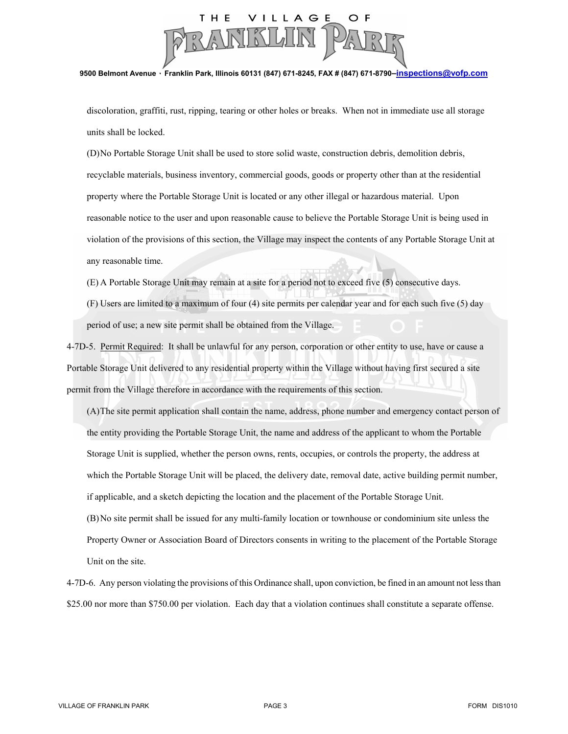discoloration, graffiti, rust, ripping, tearing or other holes or breaks. When not in immediate use all storage units shall be locked.

(D) No Portable Storage Unit shall be used to store solid waste, construction debris, demolition debris, recyclable materials, business inventory, commercial goods, goods or property other than at the residential property where the Portable Storage Unit is located or any other illegal or hazardous material. Upon reasonable notice to the user and upon reasonable cause to believe the Portable Storage Unit is being used in violation of the provisions of this section, the Village may inspect the contents of any Portable Storage Unit at any reasonable time.

(E) A Portable Storage Unit may remain at a site for a period not to exceed five (5) consecutive days.

(F) Users are limited to a maximum of four (4) site permits per calendar year and for each such five (5) day period of use; a new site permit shall be obtained from the Village.

4-7D-5. Permit Required: It shall be unlawful for any person, corporation or other entity to use, have or cause a Portable Storage Unit delivered to any residential property within the Village without having first secured a site permit from the Village therefore in accordance with the requirements of this section.

(A) The site permit application shall contain the name, address, phone number and emergency contact person of the entity providing the Portable Storage Unit, the name and address of the applicant to whom the Portable Storage Unit is supplied, whether the person owns, rents, occupies, or controls the property, the address at which the Portable Storage Unit will be placed, the delivery date, removal date, active building permit number, if applicable, and a sketch depicting the location and the placement of the Portable Storage Unit.

(B) No site permit shall be issued for any multi-family location or townhouse or condominium site unless the Property Owner or Association Board of Directors consents in writing to the placement of the Portable Storage Unit on the site.

4-7D-6. Any person violating the provisions of this Ordinance shall, upon conviction, be fined in an amount not less than $25.00 nor more than $750.00 per violation. Each day that a violation continues shall constitute a separate offense.